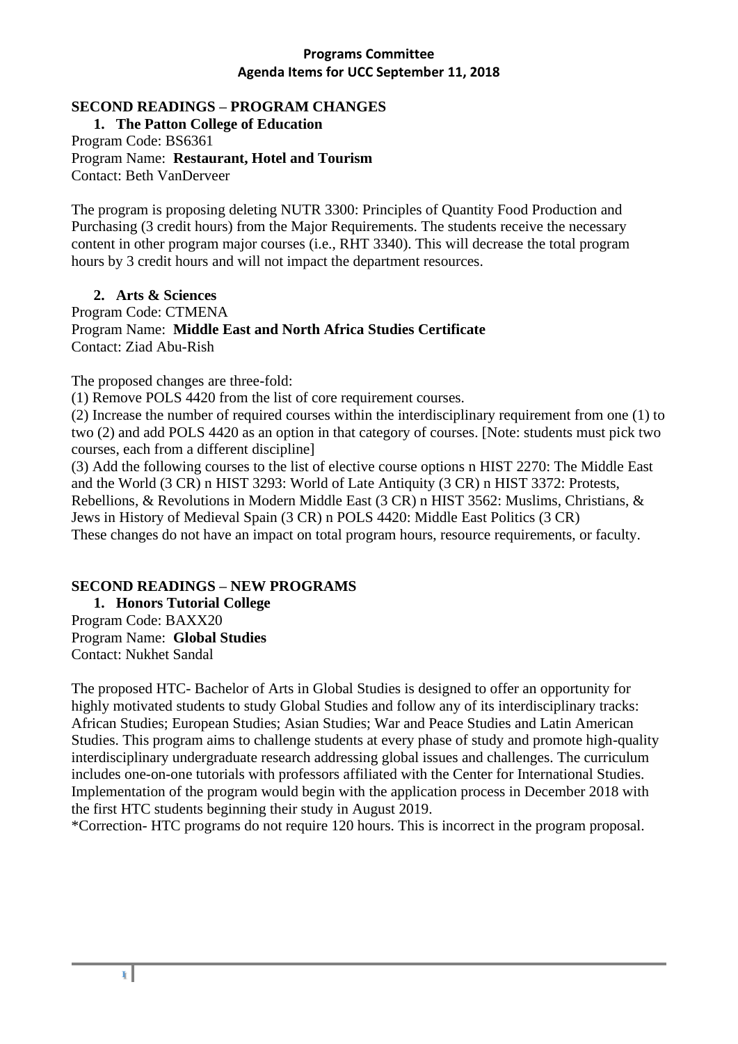**Programs Committee**
**Agenda Items for UCC September 11, 2018**

## SECOND READINGS – PROGRAM CHANGES

### 1. The Patton College of Education

Program Code: BS6361
Program Name: **Restaurant, Hotel and Tourism**
Contact: Beth VanDerveer

The program is proposing deleting NUTR 3300: Principles of Quantity Food Production and Purchasing (3 credit hours) from the Major Requirements. The students receive the necessary content in other program major courses (i.e., RHT 3340). This will decrease the total program hours by 3 credit hours and will not impact the department resources.

### 2. Arts & Sciences

Program Code: CTMENA
Program Name: **Middle East and North Africa Studies Certificate**
Contact: Ziad Abu-Rish

The proposed changes are three-fold:
(1) Remove POLS 4420 from the list of core requirement courses.
(2) Increase the number of required courses within the interdisciplinary requirement from one (1) to two (2) and add POLS 4420 as an option in that category of courses. [Note: students must pick two courses, each from a different discipline]
(3) Add the following courses to the list of elective course options n HIST 2270: The Middle East and the World (3 CR) n HIST 3293: World of Late Antiquity (3 CR) n HIST 3372: Protests, Rebellions, & Revolutions in Modern Middle East (3 CR) n HIST 3562: Muslims, Christians, & Jews in History of Medieval Spain (3 CR) n POLS 4420: Middle East Politics (3 CR)
These changes do not have an impact on total program hours, resource requirements, or faculty.

## SECOND READINGS – NEW PROGRAMS

### 1. Honors Tutorial College

Program Code: BAXX20
Program Name: **Global Studies**
Contact: Nukhet Sandal

The proposed HTC- Bachelor of Arts in Global Studies is designed to offer an opportunity for highly motivated students to study Global Studies and follow any of its interdisciplinary tracks: African Studies; European Studies; Asian Studies; War and Peace Studies and Latin American Studies. This program aims to challenge students at every phase of study and promote high-quality interdisciplinary undergraduate research addressing global issues and challenges. The curriculum includes one-on-one tutorials with professors affiliated with the Center for International Studies. Implementation of the program would begin with the application process in December 2018 with the first HTC students beginning their study in August 2019.
*Correction- HTC programs do not require 120 hours. This is incorrect in the program proposal.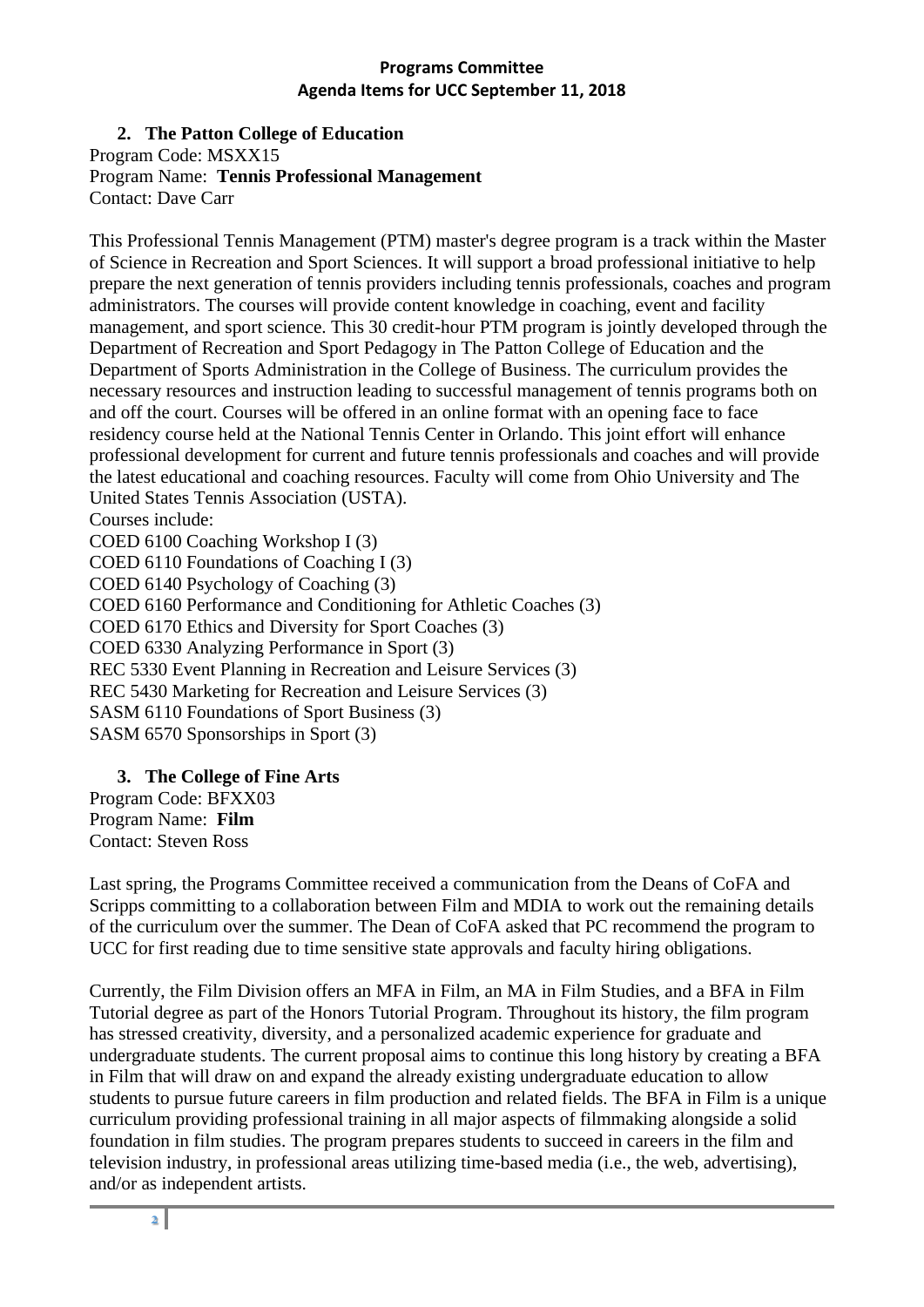**Programs Committee**
**Agenda Items for UCC September 11, 2018**

## 2. The Patton College of Education

Program Code: MSXX15
Program Name: **Tennis Professional Management**
Contact: Dave Carr

This Professional Tennis Management (PTM) master's degree program is a track within the Master of Science in Recreation and Sport Sciences. It will support a broad professional initiative to help prepare the next generation of tennis providers including tennis professionals, coaches and program administrators. The courses will provide content knowledge in coaching, event and facility management, and sport science. This 30 credit-hour PTM program is jointly developed through the Department of Recreation and Sport Pedagogy in The Patton College of Education and the Department of Sports Administration in the College of Business. The curriculum provides the necessary resources and instruction leading to successful management of tennis programs both on and off the court. Courses will be offered in an online format with an opening face to face residency course held at the National Tennis Center in Orlando. This joint effort will enhance professional development for current and future tennis professionals and coaches and will provide the latest educational and coaching resources. Faculty will come from Ohio University and The United States Tennis Association (USTA).

Courses include:
COED 6100 Coaching Workshop I (3)
COED 6110 Foundations of Coaching I (3)
COED 6140 Psychology of Coaching (3)
COED 6160 Performance and Conditioning for Athletic Coaches (3)
COED 6170 Ethics and Diversity for Sport Coaches (3)
COED 6330 Analyzing Performance in Sport (3)
REC 5330 Event Planning in Recreation and Leisure Services (3)
REC 5430 Marketing for Recreation and Leisure Services (3)
SASM 6110 Foundations of Sport Business (3)
SASM 6570 Sponsorships in Sport (3)

## 3. The College of Fine Arts

Program Code: BFXX03
Program Name: **Film**
Contact: Steven Ross

Last spring, the Programs Committee received a communication from the Deans of CoFA and Scripps committing to a collaboration between Film and MDIA to work out the remaining details of the curriculum over the summer. The Dean of CoFA asked that PC recommend the program to UCC for first reading due to time sensitive state approvals and faculty hiring obligations.

Currently, the Film Division offers an MFA in Film, an MA in Film Studies, and a BFA in Film Tutorial degree as part of the Honors Tutorial Program. Throughout its history, the film program has stressed creativity, diversity, and a personalized academic experience for graduate and undergraduate students. The current proposal aims to continue this long history by creating a BFA in Film that will draw on and expand the already existing undergraduate education to allow students to pursue future careers in film production and related fields. The BFA in Film is a unique curriculum providing professional training in all major aspects of filmmaking alongside a solid foundation in film studies. The program prepares students to succeed in careers in the film and television industry, in professional areas utilizing time-based media (i.e., the web, advertising), and/or as independent artists.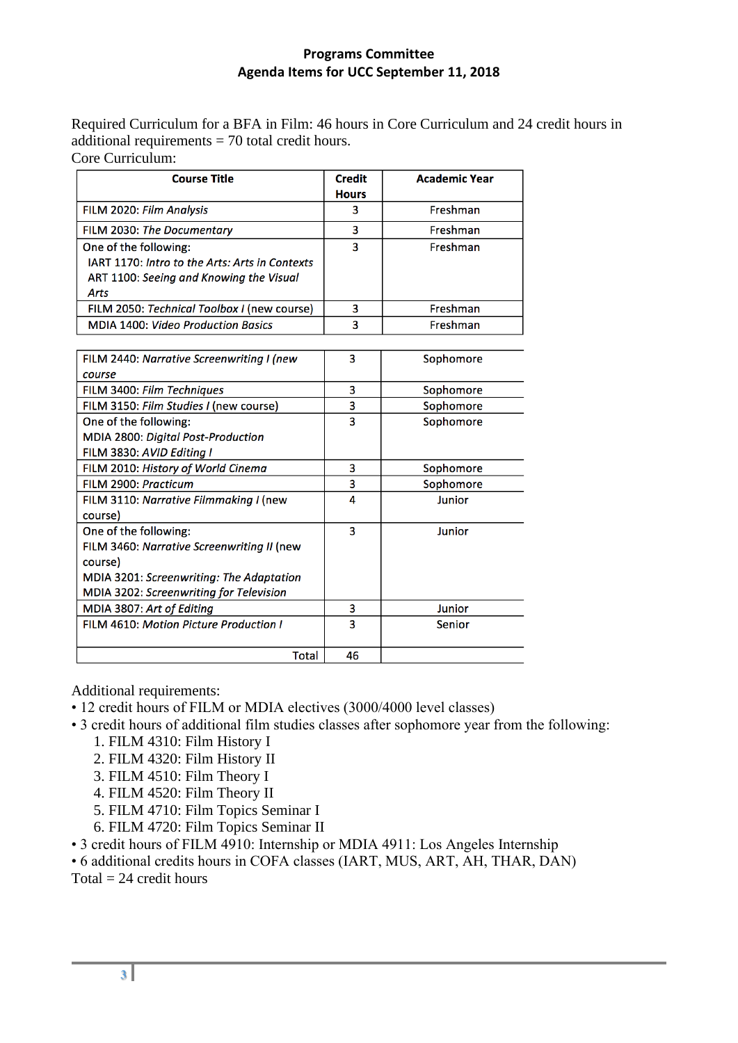## Programs Committee
## Agenda Items for UCC September 11, 2018

Required Curriculum for a BFA in Film: 46 hours in Core Curriculum and 24 credit hours in additional requirements = 70 total credit hours.

Core Curriculum:

| Course Title | Credit Hours | Academic Year |
|---|---|---|
| FILM 2020: *Film Analysis* | 3 | Freshman |
| FILM 2030: *The Documentary* | 3 | Freshman |
| One of the following:<br>IART 1170: *Intro to the Arts: Arts in Contexts*<br>ART 1100: *Seeing and Knowing the Visual Arts* | 3 | Freshman |
| FILM 2050: *Technical Toolbox I* (new course) | 3 | Freshman |
| MDIA 1400: *Video Production Basics* | 3 | Freshman |
| FILM 2440: *Narrative Screenwriting I (new course* | 3 | Sophomore |
| FILM 3400: *Film Techniques* | 3 | Sophomore |
| FILM 3150: *Film Studies I* (new course) | 3 | Sophomore |
| One of the following:<br>MDIA 2800: *Digital Post-Production*<br>FILM 3830: *AVID Editing I* | 3 | Sophomore |
| FILM 2010: *History of World Cinema* | 3 | Sophomore |
| FILM 2900: *Practicum* | 3 | Sophomore |
| FILM 3110: *Narrative Filmmaking I* (new course) | 4 | Junior |
| One of the following:<br>FILM 3460: *Narrative Screenwriting II* (new course)<br>MDIA 3201: *Screenwriting: The Adaptation*<br>MDIA 3202: *Screenwriting for Television* | 3 | Junior |
| MDIA 3807: *Art of Editing* | 3 | Junior |
| FILM 4610: *Motion Picture Production I* | 3 | Senior |
| Total | 46 | |

Additional requirements:

- 12 credit hours of FILM or MDIA electives (3000/4000 level classes)
- 3 credit hours of additional film studies classes after sophomore year from the following:
  1. FILM 4310: Film History I
  2. FILM 4320: Film History II
  3. FILM 4510: Film Theory I
  4. FILM 4520: Film Theory II
  5. FILM 4710: Film Topics Seminar I
  6. FILM 4720: Film Topics Seminar II
- 3 credit hours of FILM 4910: Internship or MDIA 4911: Los Angeles Internship
- 6 additional credits hours in COFA classes (IART, MUS, ART, AH, THAR, DAN)

Total = 24 credit hours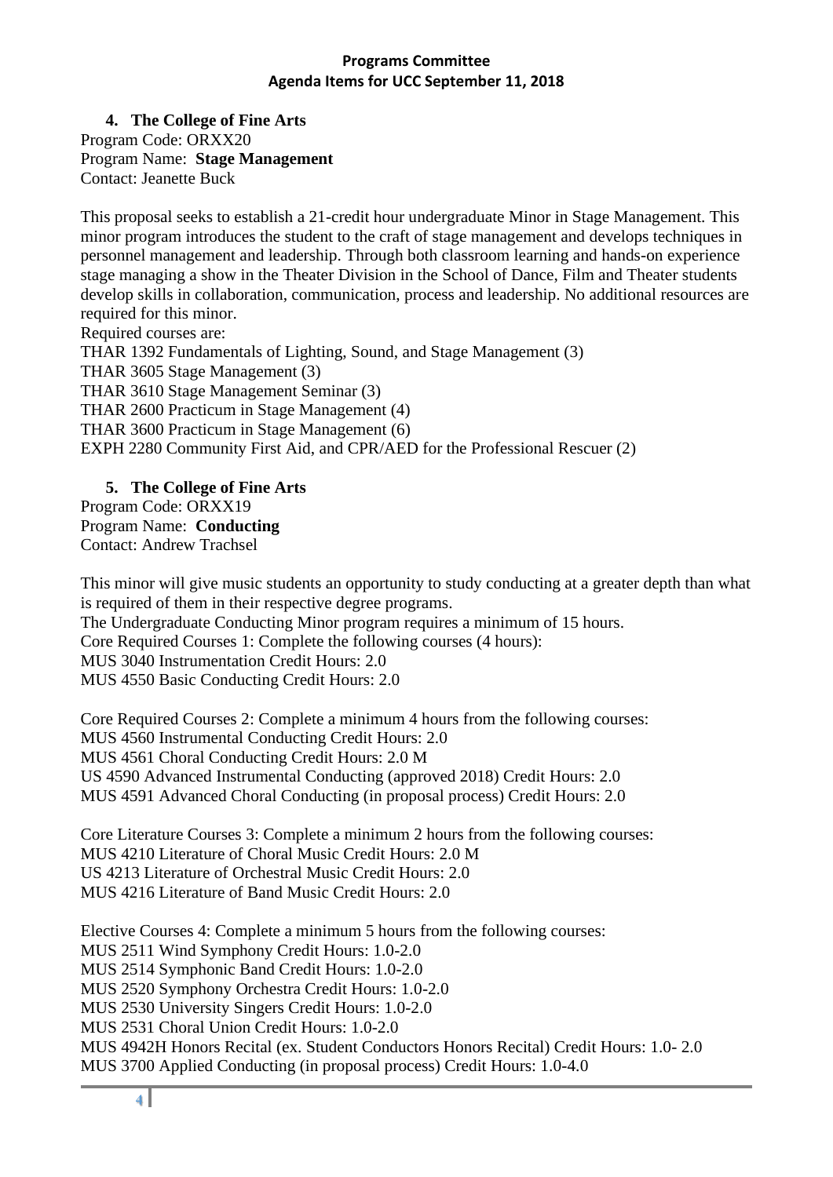**Programs Committee**
**Agenda Items for UCC September 11, 2018**

4. **The College of Fine Arts**

Program Code: ORXX20
Program Name: **Stage Management**
Contact: Jeanette Buck

This proposal seeks to establish a 21-credit hour undergraduate Minor in Stage Management. This minor program introduces the student to the craft of stage management and develops techniques in personnel management and leadership. Through both classroom learning and hands-on experience stage managing a show in the Theater Division in the School of Dance, Film and Theater students develop skills in collaboration, communication, process and leadership. No additional resources are required for this minor.
Required courses are:
THAR 1392 Fundamentals of Lighting, Sound, and Stage Management (3)
THAR 3605 Stage Management (3)
THAR 3610 Stage Management Seminar (3)
THAR 2600 Practicum in Stage Management (4)
THAR 3600 Practicum in Stage Management (6)
EXPH 2280 Community First Aid, and CPR/AED for the Professional Rescuer (2)

5. **The College of Fine Arts**

Program Code: ORXX19
Program Name: **Conducting**
Contact: Andrew Trachsel

This minor will give music students an opportunity to study conducting at a greater depth than what is required of them in their respective degree programs.
The Undergraduate Conducting Minor program requires a minimum of 15 hours.
Core Required Courses 1: Complete the following courses (4 hours):
MUS 3040 Instrumentation Credit Hours: 2.0
MUS 4550 Basic Conducting Credit Hours: 2.0

Core Required Courses 2: Complete a minimum 4 hours from the following courses:
MUS 4560 Instrumental Conducting Credit Hours: 2.0
MUS 4561 Choral Conducting Credit Hours: 2.0 M
US 4590 Advanced Instrumental Conducting (approved 2018) Credit Hours: 2.0
MUS 4591 Advanced Choral Conducting (in proposal process) Credit Hours: 2.0

Core Literature Courses 3: Complete a minimum 2 hours from the following courses:
MUS 4210 Literature of Choral Music Credit Hours: 2.0 M
US 4213 Literature of Orchestral Music Credit Hours: 2.0
MUS 4216 Literature of Band Music Credit Hours: 2.0

Elective Courses 4: Complete a minimum 5 hours from the following courses:
MUS 2511 Wind Symphony Credit Hours: 1.0-2.0
MUS 2514 Symphonic Band Credit Hours: 1.0-2.0
MUS 2520 Symphony Orchestra Credit Hours: 1.0-2.0
MUS 2530 University Singers Credit Hours: 1.0-2.0
MUS 2531 Choral Union Credit Hours: 1.0-2.0
MUS 4942H Honors Recital (ex. Student Conductors Honors Recital) Credit Hours: 1.0- 2.0
MUS 3700 Applied Conducting (in proposal process) Credit Hours: 1.0-4.0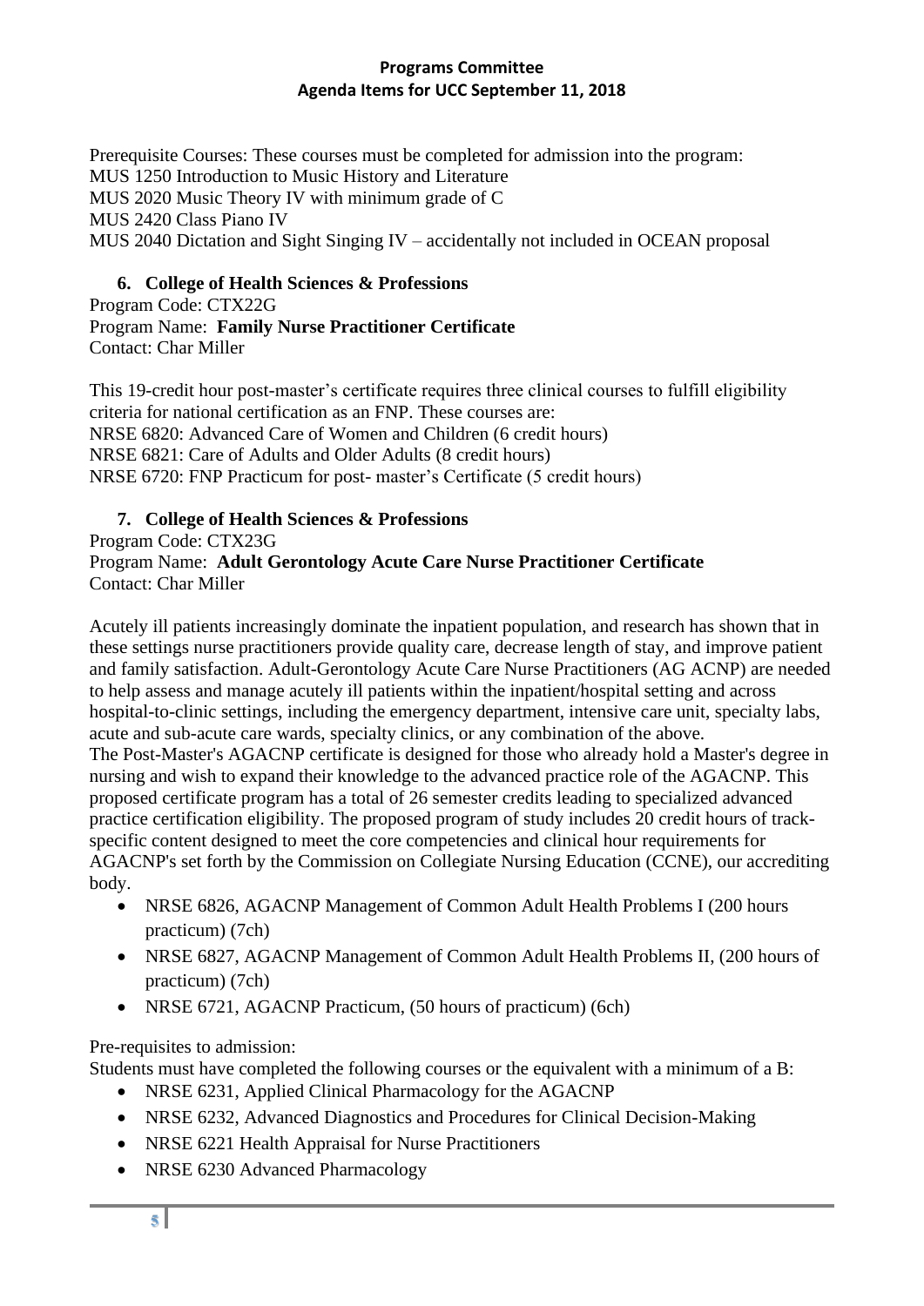Prerequisite Courses: These courses must be completed for admission into the program:
MUS 1250 Introduction to Music History and Literature
MUS 2020 Music Theory IV with minimum grade of C
MUS 2420 Class Piano IV
MUS 2040 Dictation and Sight Singing IV – accidentally not included in OCEAN proposal

### 6. College of Health Sciences & Professions

Program Code: CTX22G
Program Name: **Family Nurse Practitioner Certificate**
Contact: Char Miller

This 19-credit hour post-master's certificate requires three clinical courses to fulfill eligibility criteria for national certification as an FNP. These courses are:
NRSE 6820: Advanced Care of Women and Children (6 credit hours)
NRSE 6821: Care of Adults and Older Adults (8 credit hours)
NRSE 6720: FNP Practicum for post- master's Certificate (5 credit hours)

### 7. College of Health Sciences & Professions

Program Code: CTX23G
Program Name: **Adult Gerontology Acute Care Nurse Practitioner Certificate**
Contact: Char Miller

Acutely ill patients increasingly dominate the inpatient population, and research has shown that in these settings nurse practitioners provide quality care, decrease length of stay, and improve patient and family satisfaction. Adult-Gerontology Acute Care Nurse Practitioners (AG ACNP) are needed to help assess and manage acutely ill patients within the inpatient/hospital setting and across hospital-to-clinic settings, including the emergency department, intensive care unit, specialty labs, acute and sub-acute care wards, specialty clinics, or any combination of the above.
The Post-Master's AGACNP certificate is designed for those who already hold a Master's degree in nursing and wish to expand their knowledge to the advanced practice role of the AGACNP. This proposed certificate program has a total of 26 semester credits leading to specialized advanced practice certification eligibility. The proposed program of study includes 20 credit hours of track-specific content designed to meet the core competencies and clinical hour requirements for AGACNP's set forth by the Commission on Collegiate Nursing Education (CCNE), our accrediting body.

- NRSE 6826, AGACNP Management of Common Adult Health Problems I (200 hours practicum) (7ch)
- NRSE 6827, AGACNP Management of Common Adult Health Problems II, (200 hours of practicum) (7ch)
- NRSE 6721, AGACNP Practicum, (50 hours of practicum) (6ch)

Pre-requisites to admission:
Students must have completed the following courses or the equivalent with a minimum of a B:

- NRSE 6231, Applied Clinical Pharmacology for the AGACNP
- NRSE 6232, Advanced Diagnostics and Procedures for Clinical Decision-Making
- NRSE 6221 Health Appraisal for Nurse Practitioners
- NRSE 6230 Advanced Pharmacology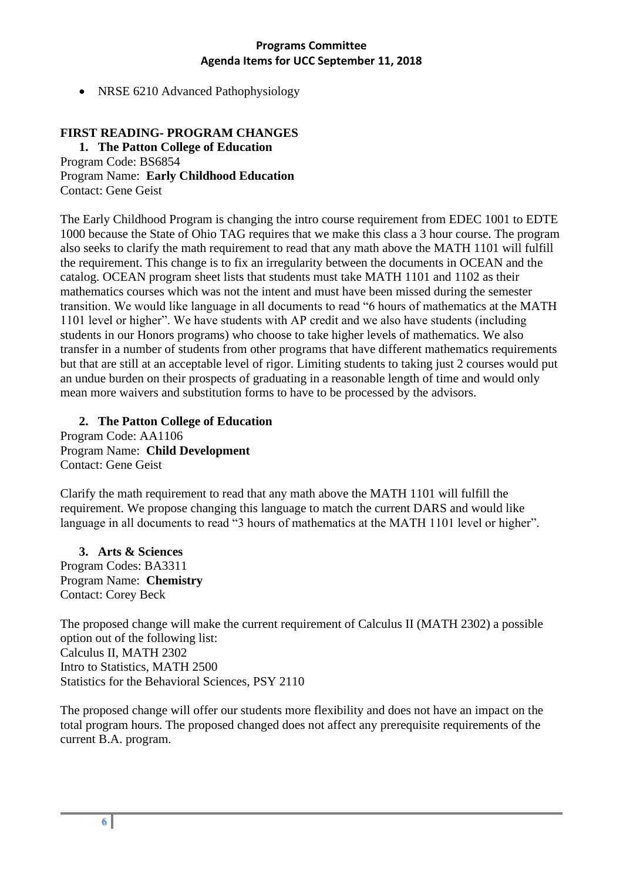- NRSE 6210 Advanced Pathophysiology

## FIRST READING- PROGRAM CHANGES

### 1. The Patton College of Education

Program Code: BS6854
Program Name: **Early Childhood Education**
Contact: Gene Geist

The Early Childhood Program is changing the intro course requirement from EDEC 1001 to EDTE 1000 because the State of Ohio TAG requires that we make this class a 3 hour course. The program also seeks to clarify the math requirement to read that any math above the MATH 1101 will fulfill the requirement. This change is to fix an irregularity between the documents in OCEAN and the catalog. OCEAN program sheet lists that students must take MATH 1101 and 1102 as their mathematics courses which was not the intent and must have been missed during the semester transition. We would like language in all documents to read "6 hours of mathematics at the MATH 1101 level or higher". We have students with AP credit and we also have students (including students in our Honors programs) who choose to take higher levels of mathematics. We also transfer in a number of students from other programs that have different mathematics requirements but that are still at an acceptable level of rigor. Limiting students to taking just 2 courses would put an undue burden on their prospects of graduating in a reasonable length of time and would only mean more waivers and substitution forms to have to be processed by the advisors.

### 2. The Patton College of Education

Program Code: AA1106
Program Name: **Child Development**
Contact: Gene Geist

Clarify the math requirement to read that any math above the MATH 1101 will fulfill the requirement. We propose changing this language to match the current DARS and would like language in all documents to read "3 hours of mathematics at the MATH 1101 level or higher".

### 3. Arts & Sciences

Program Codes: BA3311
Program Name: **Chemistry**
Contact: Corey Beck

The proposed change will make the current requirement of Calculus II (MATH 2302) a possible option out of the following list:
Calculus II, MATH 2302
Intro to Statistics, MATH 2500
Statistics for the Behavioral Sciences, PSY 2110

The proposed change will offer our students more flexibility and does not have an impact on the total program hours. The proposed changed does not affect any prerequisite requirements of the current B.A. program.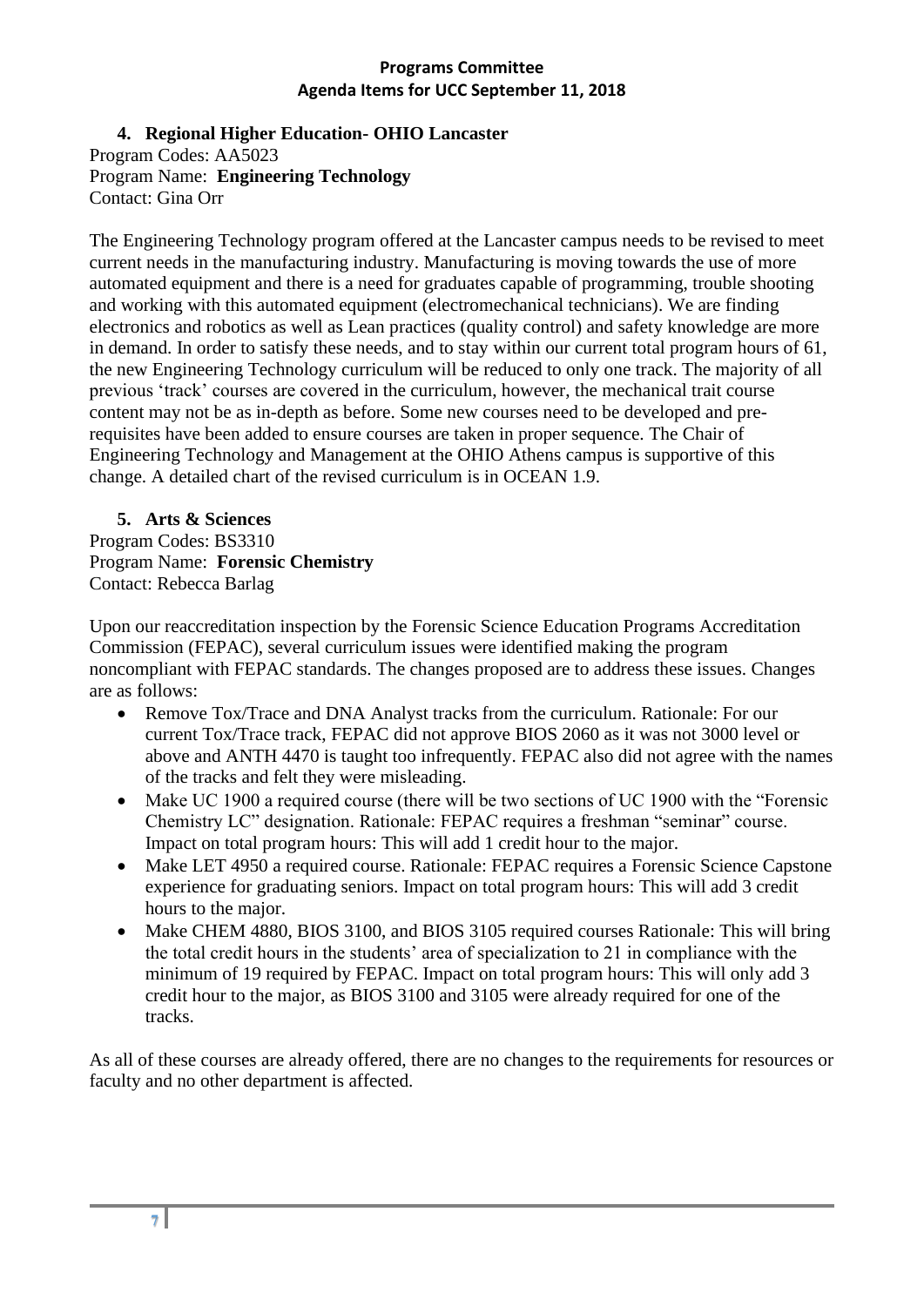### 4. Regional Higher Education- OHIO Lancaster

Program Codes: AA5023
Program Name: **Engineering Technology**
Contact: Gina Orr

The Engineering Technology program offered at the Lancaster campus needs to be revised to meet current needs in the manufacturing industry. Manufacturing is moving towards the use of more automated equipment and there is a need for graduates capable of programming, trouble shooting and working with this automated equipment (electromechanical technicians). We are finding electronics and robotics as well as Lean practices (quality control) and safety knowledge are more in demand. In order to satisfy these needs, and to stay within our current total program hours of 61, the new Engineering Technology curriculum will be reduced to only one track. The majority of all previous 'track' courses are covered in the curriculum, however, the mechanical trait course content may not be as in-depth as before. Some new courses need to be developed and pre-requisites have been added to ensure courses are taken in proper sequence. The Chair of Engineering Technology and Management at the OHIO Athens campus is supportive of this change. A detailed chart of the revised curriculum is in OCEAN 1.9.

### 5. Arts & Sciences

Program Codes: BS3310
Program Name: **Forensic Chemistry**
Contact: Rebecca Barlag

Upon our reaccreditation inspection by the Forensic Science Education Programs Accreditation Commission (FEPAC), several curriculum issues were identified making the program noncompliant with FEPAC standards. The changes proposed are to address these issues. Changes are as follows:

- Remove Tox/Trace and DNA Analyst tracks from the curriculum. Rationale: For our current Tox/Trace track, FEPAC did not approve BIOS 2060 as it was not 3000 level or above and ANTH 4470 is taught too infrequently. FEPAC also did not agree with the names of the tracks and felt they were misleading.
- Make UC 1900 a required course (there will be two sections of UC 1900 with the "Forensic Chemistry LC" designation. Rationale: FEPAC requires a freshman "seminar" course. Impact on total program hours: This will add 1 credit hour to the major.
- Make LET 4950 a required course. Rationale: FEPAC requires a Forensic Science Capstone experience for graduating seniors. Impact on total program hours: This will add 3 credit hours to the major.
- Make CHEM 4880, BIOS 3100, and BIOS 3105 required courses Rationale: This will bring the total credit hours in the students' area of specialization to 21 in compliance with the minimum of 19 required by FEPAC. Impact on total program hours: This will only add 3 credit hour to the major, as BIOS 3100 and 3105 were already required for one of the tracks.

As all of these courses are already offered, there are no changes to the requirements for resources or faculty and no other department is affected.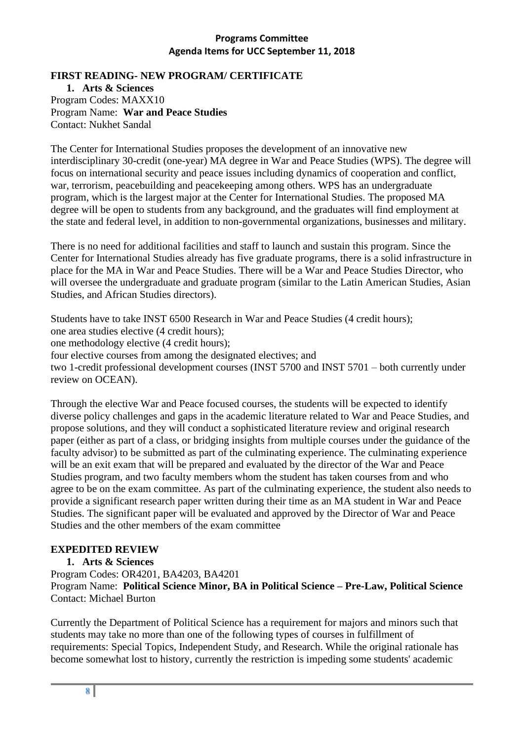**Programs Committee**
**Agenda Items for UCC September 11, 2018**

## FIRST READING- NEW PROGRAM/ CERTIFICATE

### 1. Arts & Sciences

Program Codes: MAXX10
Program Name: **War and Peace Studies**
Contact: Nukhet Sandal

The Center for International Studies proposes the development of an innovative new interdisciplinary 30-credit (one-year) MA degree in War and Peace Studies (WPS). The degree will focus on international security and peace issues including dynamics of cooperation and conflict, war, terrorism, peacebuilding and peacekeeping among others. WPS has an undergraduate program, which is the largest major at the Center for International Studies. The proposed MA degree will be open to students from any background, and the graduates will find employment at the state and federal level, in addition to non-governmental organizations, businesses and military.

There is no need for additional facilities and staff to launch and sustain this program. Since the Center for International Studies already has five graduate programs, there is a solid infrastructure in place for the MA in War and Peace Studies. There will be a War and Peace Studies Director, who will oversee the undergraduate and graduate program (similar to the Latin American Studies, Asian Studies, and African Studies directors).

Students have to take INST 6500 Research in War and Peace Studies (4 credit hours);
one area studies elective (4 credit hours);
one methodology elective (4 credit hours);
four elective courses from among the designated electives; and
two 1-credit professional development courses (INST 5700 and INST 5701 – both currently under review on OCEAN).

Through the elective War and Peace focused courses, the students will be expected to identify diverse policy challenges and gaps in the academic literature related to War and Peace Studies, and propose solutions, and they will conduct a sophisticated literature review and original research paper (either as part of a class, or bridging insights from multiple courses under the guidance of the faculty advisor) to be submitted as part of the culminating experience. The culminating experience will be an exit exam that will be prepared and evaluated by the director of the War and Peace Studies program, and two faculty members whom the student has taken courses from and who agree to be on the exam committee. As part of the culminating experience, the student also needs to provide a significant research paper written during their time as an MA student in War and Peace Studies. The significant paper will be evaluated and approved by the Director of War and Peace Studies and the other members of the exam committee

## EXPEDITED REVIEW

### 1. Arts & Sciences

Program Codes: OR4201, BA4203, BA4201
Program Name: **Political Science Minor, BA in Political Science – Pre-Law, Political Science**
Contact: Michael Burton

Currently the Department of Political Science has a requirement for majors and minors such that students may take no more than one of the following types of courses in fulfillment of requirements: Special Topics, Independent Study, and Research. While the original rationale has become somewhat lost to history, currently the restriction is impeding some students' academic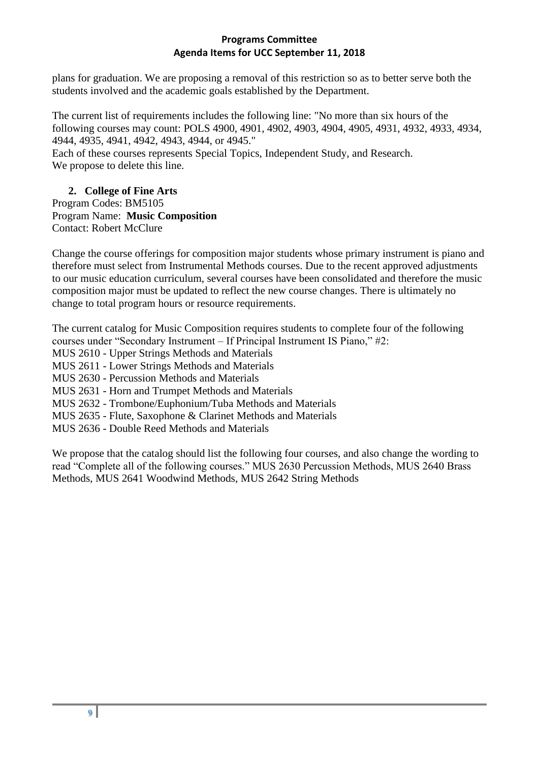plans for graduation. We are proposing a removal of this restriction so as to better serve both the students involved and the academic goals established by the Department.

The current list of requirements includes the following line: "No more than six hours of the following courses may count: POLS 4900, 4901, 4902, 4903, 4904, 4905, 4931, 4932, 4933, 4934, 4944, 4935, 4941, 4942, 4943, 4944, or 4945."
Each of these courses represents Special Topics, Independent Study, and Research.
We propose to delete this line.

**2. College of Fine Arts**

Program Codes: BM5105
Program Name: **Music Composition**
Contact: Robert McClure

Change the course offerings for composition major students whose primary instrument is piano and therefore must select from Instrumental Methods courses. Due to the recent approved adjustments to our music education curriculum, several courses have been consolidated and therefore the music composition major must be updated to reflect the new course changes. There is ultimately no change to total program hours or resource requirements.

The current catalog for Music Composition requires students to complete four of the following courses under "Secondary Instrument – If Principal Instrument IS Piano," #2:
MUS 2610 - Upper Strings Methods and Materials
MUS 2611 - Lower Strings Methods and Materials
MUS 2630 - Percussion Methods and Materials
MUS 2631 - Horn and Trumpet Methods and Materials
MUS 2632 - Trombone/Euphonium/Tuba Methods and Materials
MUS 2635 - Flute, Saxophone & Clarinet Methods and Materials
MUS 2636 - Double Reed Methods and Materials

We propose that the catalog should list the following four courses, and also change the wording to read "Complete all of the following courses." MUS 2630 Percussion Methods, MUS 2640 Brass Methods, MUS 2641 Woodwind Methods, MUS 2642 String Methods